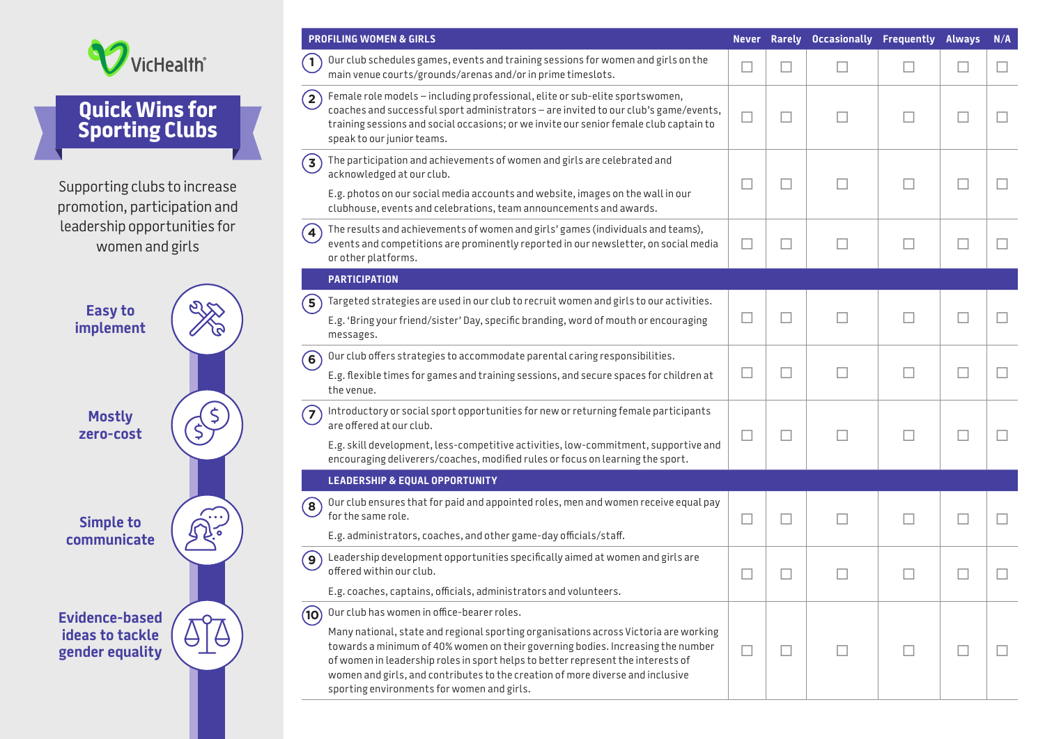VicHealth

# Quick Wins for Sporting Clubs

Supporting clubs to increase promotion, participation and leadership opportunities for women and girls

**Easy to implement**

**Mostly zero-cost**

**Simple to communicate**

**Evidence-based ideas to tackle gender equality**

| PROFILING WOMEN & GIRLS | Never | Rarely | Occasionally | Frequently | Always | N/A |
|---|---|---|---|---|---|---|
| 1. Our club schedules games, events and training sessions for women and girls on the main venue courts/grounds/arenas and/or in prime timeslots. | ☐ | ☐ | ☐ | ☐ | ☐ | ☐ |
| 2. Female role models – including professional, elite or sub-elite sportswomen, coaches and successful sport administrators – are invited to our club's game/events, training sessions and social occasions; or we invite our senior female club captain to speak to our junior teams. | ☐ | ☐ | ☐ | ☐ | ☐ | ☐ |
| 3. The participation and achievements of women and girls are celebrated and acknowledged at our club. E.g. photos on our social media accounts and website, images on the wall in our clubhouse, events and celebrations, team announcements and awards. | ☐ | ☐ | ☐ | ☐ | ☐ | ☐ |
| 4. The results and achievements of women and girls' games (individuals and teams), events and competitions are prominently reported in our newsletter, on social media or other platforms. | ☐ | ☐ | ☐ | ☐ | ☐ | ☐ |
| **PARTICIPATION** | | | | | | |
| 5. Targeted strategies are used in our club to recruit women and girls to our activities. E.g. 'Bring your friend/sister' Day, specific branding, word of mouth or encouraging messages. | ☐ | ☐ | ☐ | ☐ | ☐ | ☐ |
| 6. Our club offers strategies to accommodate parental caring responsibilities. E.g. flexible times for games and training sessions, and secure spaces for children at the venue. | ☐ | ☐ | ☐ | ☐ | ☐ | ☐ |
| 7. Introductory or social sport opportunities for new or returning female participants are offered at our club. E.g. skill development, less-competitive activities, low-commitment, supportive and encouraging deliverers/coaches, modified rules or focus on learning the sport. | ☐ | ☐ | ☐ | ☐ | ☐ | ☐ |
| **LEADERSHIP & EQUAL OPPORTUNITY** | | | | | | |
| 8. Our club ensures that for paid and appointed roles, men and women receive equal pay for the same role. E.g. administrators, coaches, and other game-day officials/staff. | ☐ | ☐ | ☐ | ☐ | ☐ | ☐ |
| 9. Leadership development opportunities specifically aimed at women and girls are offered within our club. E.g. coaches, captains, officials, administrators and volunteers. | ☐ | ☐ | ☐ | ☐ | ☐ | ☐ |
| 10. Our club has women in office-bearer roles. Many national, state and regional sporting organisations across Victoria are working towards a minimum of 40% women on their governing bodies. Increasing the number of women in leadership roles in sport helps to better represent the interests of women and girls, and contributes to the creation of more diverse and inclusive sporting environments for women and girls. | ☐ | ☐ | ☐ | ☐ | ☐ | ☐ |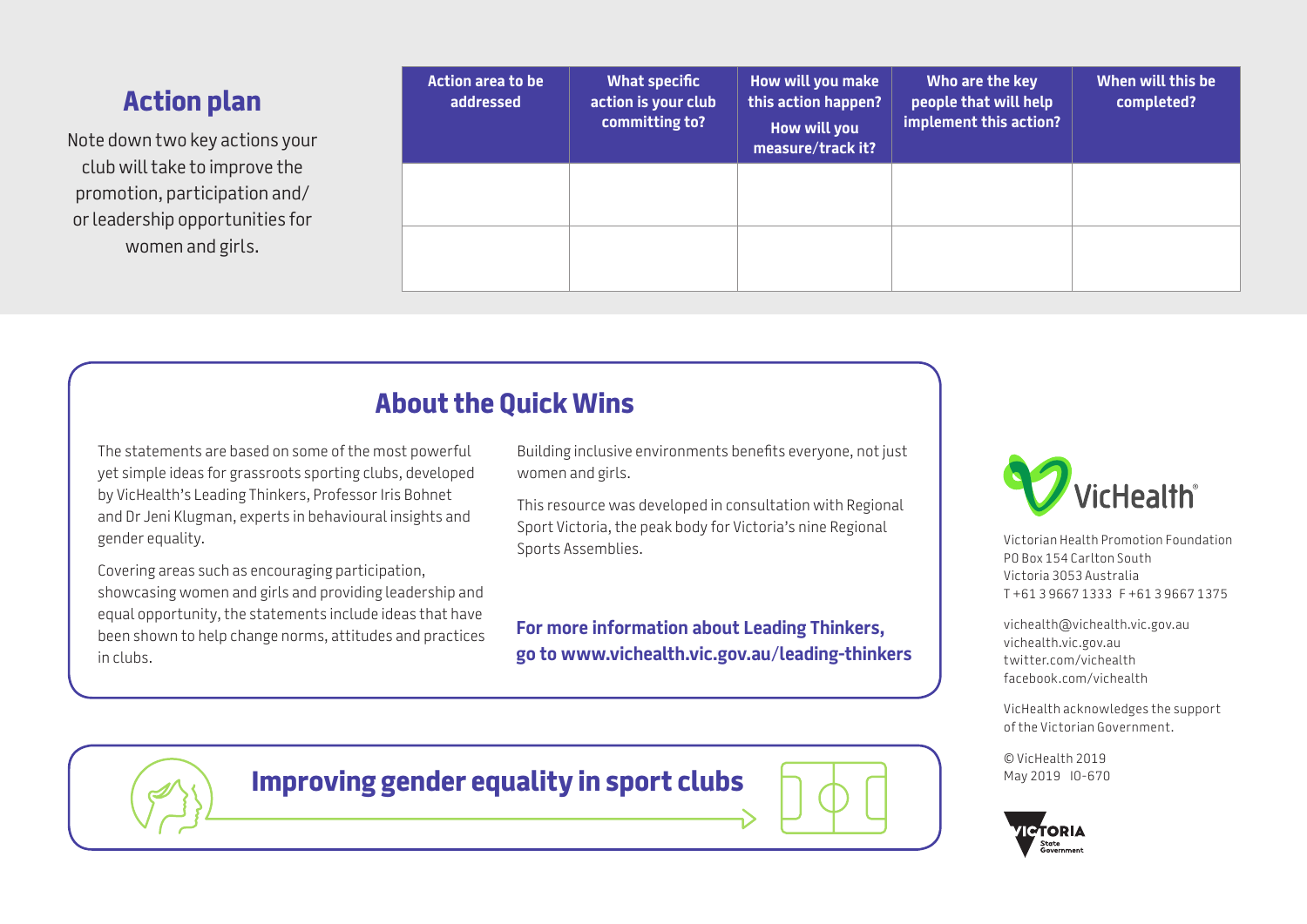## Action plan

Note down two key actions your club will take to improve the promotion, participation and/or leadership opportunities for women and girls.

| Action area to be addressed | What specific action is your club committing to? | How will you make this action happen? How will you measure/track it? | Who are the key people that will help implement this action? | When will this be completed? |
|---|---|---|---|---|
| | | | | |
| | | | | |

## About the Quick Wins

The statements are based on some of the most powerful yet simple ideas for grassroots sporting clubs, developed by VicHealth's Leading Thinkers, Professor Iris Bohnet and Dr Jeni Klugman, experts in behavioural insights and gender equality.

Covering areas such as encouraging participation, showcasing women and girls and providing leadership and equal opportunity, the statements include ideas that have been shown to help change norms, attitudes and practices in clubs.

Building inclusive environments benefits everyone, not just women and girls.

This resource was developed in consultation with Regional Sport Victoria, the peak body for Victoria's nine Regional Sports Assemblies.

**For more information about Leading Thinkers, go to www.vichealth.vic.gov.au/leading-thinkers**

**Improving gender equality in sport clubs**

VicHealth®

Victorian Health Promotion Foundation
PO Box 154 Carlton South
Victoria 3053 Australia
T +61 3 9667 1333 F +61 3 9667 1375

vichealth@vichealth.vic.gov.au
vichealth.vic.gov.au
twitter.com/vichealth
facebook.com/vichealth

VicHealth acknowledges the support of the Victorian Government.

© VicHealth 2019
May 2019 IO-670

VICTORIA State Government